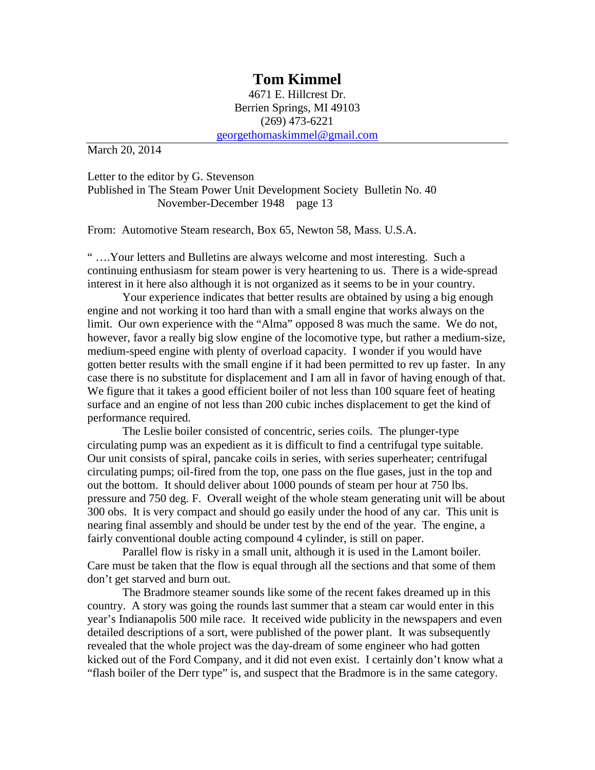# Tom Kimmel

4671 E. Hillcrest Dr.
Berrien Springs, MI 49103
(269) 473-6221
georgethomaskimmel@gmail.com

---

March 20, 2014

Letter to the editor by G. Stevenson
Published in The Steam Power Unit Development Society Bulletin No. 40
November-December 1948 page 13

From: Automotive Steam research, Box 65, Newton 58, Mass. U.S.A.

" ….Your letters and Bulletins are always welcome and most interesting. Such a continuing enthusiasm for steam power is very heartening to us. There is a wide-spread interest in it here also although it is not organized as it seems to be in your country.

Your experience indicates that better results are obtained by using a big enough engine and not working it too hard than with a small engine that works always on the limit. Our own experience with the "Alma" opposed 8 was much the same. We do not, however, favor a really big slow engine of the locomotive type, but rather a medium-size, medium-speed engine with plenty of overload capacity. I wonder if you would have gotten better results with the small engine if it had been permitted to rev up faster. In any case there is no substitute for displacement and I am all in favor of having enough of that. We figure that it takes a good efficient boiler of not less than 100 square feet of heating surface and an engine of not less than 200 cubic inches displacement to get the kind of performance required.

The Leslie boiler consisted of concentric, series coils. The plunger-type circulating pump was an expedient as it is difficult to find a centrifugal type suitable. Our unit consists of spiral, pancake coils in series, with series superheater; centrifugal circulating pumps; oil-fired from the top, one pass on the flue gases, just in the top and out the bottom. It should deliver about 1000 pounds of steam per hour at 750 lbs. pressure and 750 deg. F. Overall weight of the whole steam generating unit will be about 300 obs. It is very compact and should go easily under the hood of any car. This unit is nearing final assembly and should be under test by the end of the year. The engine, a fairly conventional double acting compound 4 cylinder, is still on paper.

Parallel flow is risky in a small unit, although it is used in the Lamont boiler. Care must be taken that the flow is equal through all the sections and that some of them don't get starved and burn out.

The Bradmore steamer sounds like some of the recent fakes dreamed up in this country. A story was going the rounds last summer that a steam car would enter in this year's Indianapolis 500 mile race. It received wide publicity in the newspapers and even detailed descriptions of a sort, were published of the power plant. It was subsequently revealed that the whole project was the day-dream of some engineer who had gotten kicked out of the Ford Company, and it did not even exist. I certainly don't know what a "flash boiler of the Derr type" is, and suspect that the Bradmore is in the same category.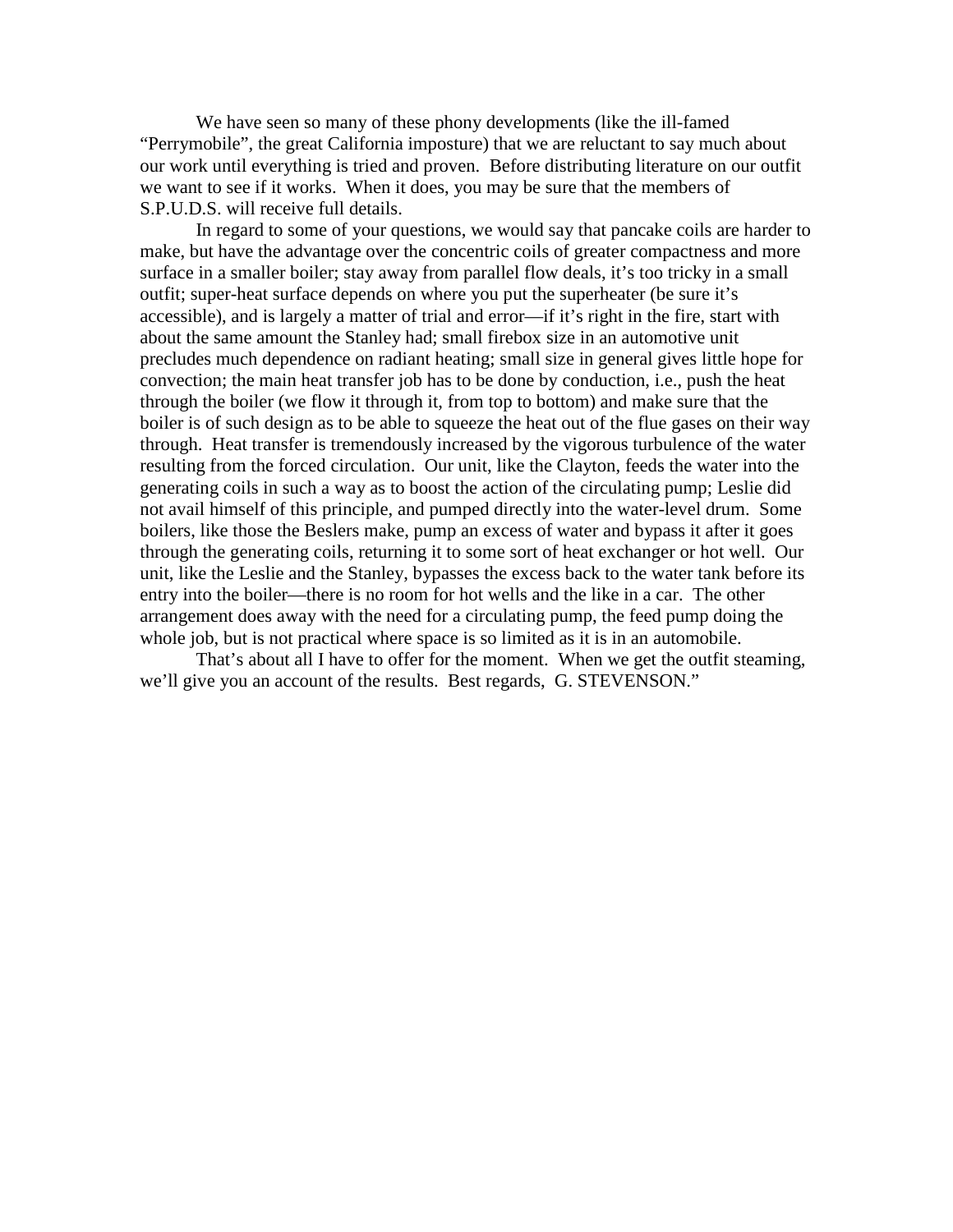We have seen so many of these phony developments (like the ill-famed "Perrymobile", the great California imposture) that we are reluctant to say much about our work until everything is tried and proven. Before distributing literature on our outfit we want to see if it works. When it does, you may be sure that the members of S.P.U.D.S. will receive full details.

In regard to some of your questions, we would say that pancake coils are harder to make, but have the advantage over the concentric coils of greater compactness and more surface in a smaller boiler; stay away from parallel flow deals, it's too tricky in a small outfit; super-heat surface depends on where you put the superheater (be sure it's accessible), and is largely a matter of trial and error—if it's right in the fire, start with about the same amount the Stanley had; small firebox size in an automotive unit precludes much dependence on radiant heating; small size in general gives little hope for convection; the main heat transfer job has to be done by conduction, i.e., push the heat through the boiler (we flow it through it, from top to bottom) and make sure that the boiler is of such design as to be able to squeeze the heat out of the flue gases on their way through. Heat transfer is tremendously increased by the vigorous turbulence of the water resulting from the forced circulation. Our unit, like the Clayton, feeds the water into the generating coils in such a way as to boost the action of the circulating pump; Leslie did not avail himself of this principle, and pumped directly into the water-level drum. Some boilers, like those the Beslers make, pump an excess of water and bypass it after it goes through the generating coils, returning it to some sort of heat exchanger or hot well. Our unit, like the Leslie and the Stanley, bypasses the excess back to the water tank before its entry into the boiler—there is no room for hot wells and the like in a car. The other arrangement does away with the need for a circulating pump, the feed pump doing the whole job, but is not practical where space is so limited as it is in an automobile.

That's about all I have to offer for the moment. When we get the outfit steaming, we'll give you an account of the results. Best regards, G. STEVENSON."